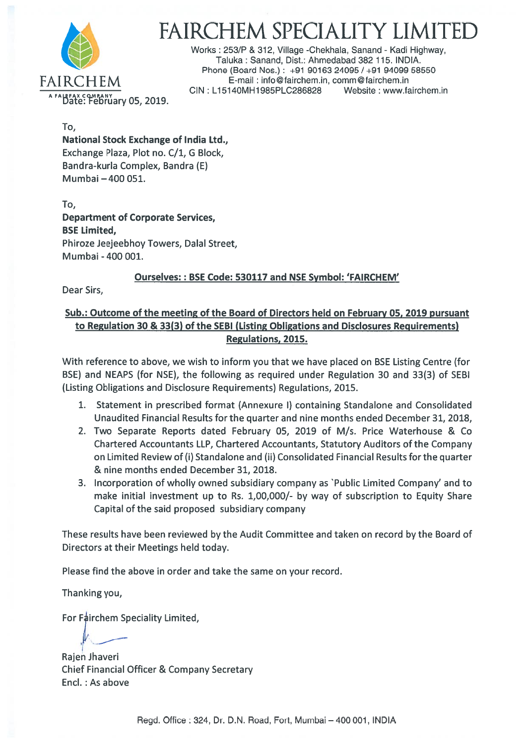# FAIRCHEM SPECIALITY LIMITED

FAIRCHEM
A FAIRFAX COMPANY

Works : 253/P & 312, Village -Chekhala, Sanand - Kadi Highway,
Taluka : Sanand, Dist.: Ahmedabad 382 115. INDIA.
Phone (Board Nos.) : +91 90163 24095 / +91 94099 58550
E-mail : info@fairchem.in, comm@fairchem.in
CIN : L15140MH1985PLC286828 Website : www.fairchem.in

Date: February 05, 2019.

To,
**National Stock Exchange of India Ltd.,**
Exchange Plaza, Plot no. C/1, G Block,
Bandra-kurla Complex, Bandra (E)
Mumbai – 400 051.

To,
**Department of Corporate Services,**
**BSE Limited,**
Phiroze Jeejeebhoy Towers, Dalal Street,
Mumbai - 400 001.

**Ourselves: : BSE Code: 530117 and NSE Symbol: 'FAIRCHEM'**

Dear Sirs,

**Sub.: Outcome of the meeting of the Board of Directors held on February 05, 2019 pursuant to Regulation 30 & 33(3) of the SEBI (Listing Obligations and Disclosures Requirements) Regulations, 2015.**

With reference to above, we wish to inform you that we have placed on BSE Listing Centre (for BSE) and NEAPS (for NSE), the following as required under Regulation 30 and 33(3) of SEBI (Listing Obligations and Disclosure Requirements) Regulations, 2015.

1. Statement in prescribed format (Annexure I) containing Standalone and Consolidated Unaudited Financial Results for the quarter and nine months ended December 31, 2018,
2. Two Separate Reports dated February 05, 2019 of M/s. Price Waterhouse & Co Chartered Accountants LLP, Chartered Accountants, Statutory Auditors of the Company on Limited Review of (i) Standalone and (ii) Consolidated Financial Results for the quarter & nine months ended December 31, 2018.
3. Incorporation of wholly owned subsidiary company as 'Public Limited Company' and to make initial investment up to Rs. 1,00,000/- by way of subscription to Equity Share Capital of the said proposed subsidiary company

These results have been reviewed by the Audit Committee and taken on record by the Board of Directors at their Meetings held today.

Please find the above in order and take the same on your record.

Thanking you,

For Fairchem Speciality Limited,

Rajen Jhaveri
Chief Financial Officer & Company Secretary
Encl. : As above

Regd. Office : 324, Dr. D.N. Road, Fort, Mumbai – 400 001, INDIA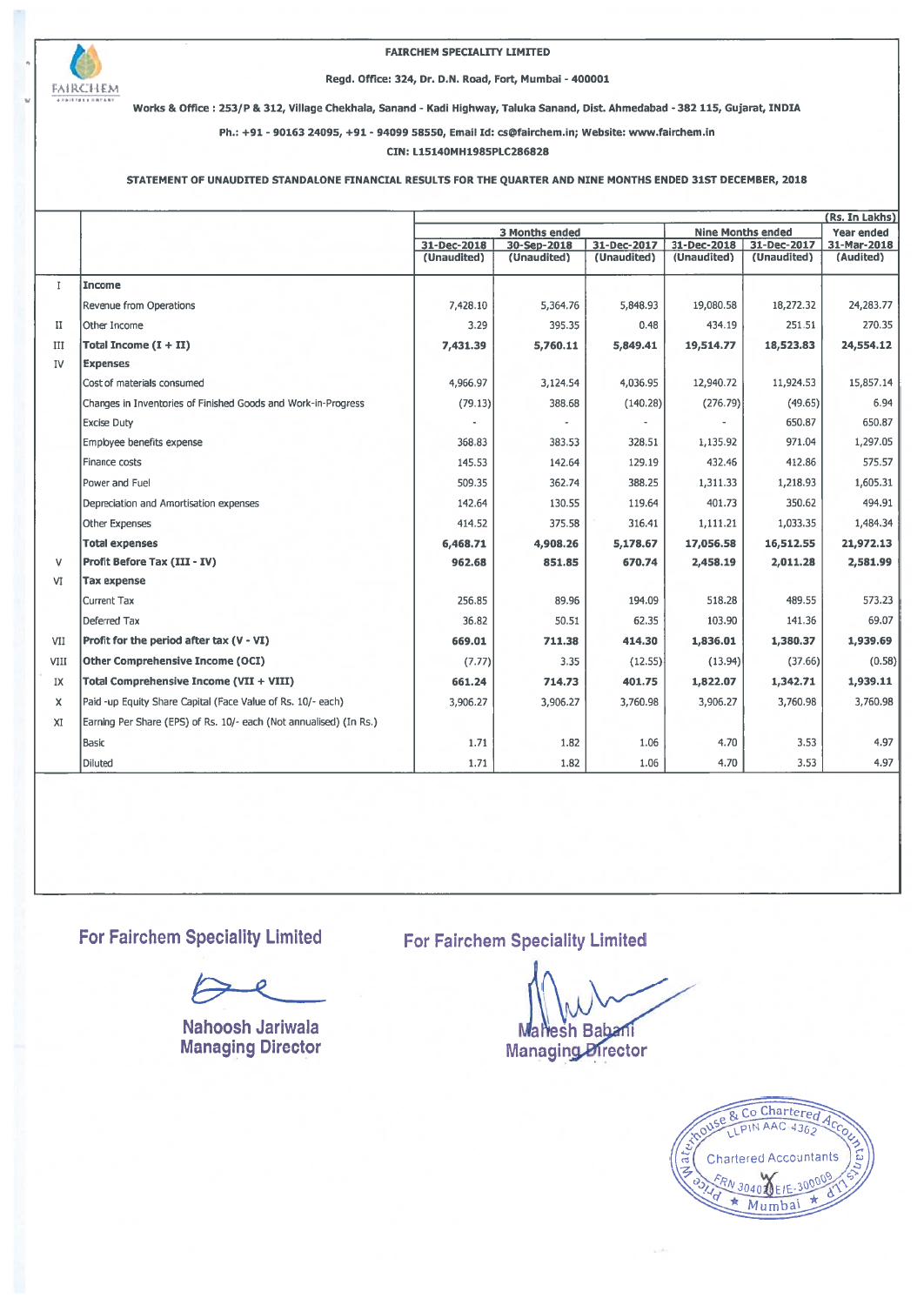**FAIRCHEM SPECIALITY LIMITED**

**Regd. Office: 324, Dr. D.N. Road, Fort, Mumbai - 400001**

**Works & Office : 253/P & 312, Village Chekhala, Sanand - Kadi Highway, Taluka Sanand, Dist. Ahmedabad - 382 115, Gujarat, INDIA**

**Ph.: +91 - 90163 24095, +91 - 94099 58550, Email Id: cs@fairchem.in; Website: www.fairchem.in**

**CIN: L15140MH1985PLC286828**

**STATEMENT OF UNAUDITED STANDALONE FINANCIAL RESULTS FOR THE QUARTER AND NINE MONTHS ENDED 31ST DECEMBER, 2018**

(Rs. In Lakhs)

| | | 3 Months ended | | | Nine Months ended | | Year ended |
|---|---|---|---|---|---|---|---|
| | | 31-Dec-2018 (Unaudited) | 30-Sep-2018 (Unaudited) | 31-Dec-2017 (Unaudited) | 31-Dec-2018 (Unaudited) | 31-Dec-2017 (Unaudited) | 31-Mar-2018 (Audited) |
| I | **Income** | | | | | | |
| | Revenue from Operations | 7,428.10 | 5,364.76 | 5,848.93 | 19,080.58 | 18,272.32 | 24,283.77 |
| II | Other Income | 3.29 | 395.35 | 0.48 | 434.19 | 251.51 | 270.35 |
| III | **Total Income (I + II)** | **7,431.39** | **5,760.11** | **5,849.41** | **19,514.77** | **18,523.83** | **24,554.12** |
| IV | **Expenses** | | | | | | |
| | Cost of materials consumed | 4,966.97 | 3,124.54 | 4,036.95 | 12,940.72 | 11,924.53 | 15,857.14 |
| | Changes in Inventories of Finished Goods and Work-in-Progress | (79.13) | 388.68 | (140.28) | (276.79) | (49.65) | 6.94 |
| | Excise Duty | - | - | - | - | 650.87 | 650.87 |
| | Employee benefits expense | 368.83 | 383.53 | 328.51 | 1,135.92 | 971.04 | 1,297.05 |
| | Finance costs | 145.53 | 142.64 | 129.19 | 432.46 | 412.86 | 575.57 |
| | Power and Fuel | 509.35 | 362.74 | 388.25 | 1,311.33 | 1,218.93 | 1,605.31 |
| | Depreciation and Amortisation expenses | 142.64 | 130.55 | 119.64 | 401.73 | 350.62 | 494.91 |
| | Other Expenses | 414.52 | 375.58 | 316.41 | 1,111.21 | 1,033.35 | 1,484.34 |
| | **Total expenses** | **6,468.71** | **4,908.26** | **5,178.67** | **17,056.58** | **16,512.55** | **21,972.13** |
| V | **Profit Before Tax (III - IV)** | **962.68** | **851.85** | **670.74** | **2,458.19** | **2,011.28** | **2,581.99** |
| VI | **Tax expense** | | | | | | |
| | Current Tax | 256.85 | 89.96 | 194.09 | 518.28 | 489.55 | 573.23 |
| | Deferred Tax | 36.82 | 50.51 | 62.35 | 103.90 | 141.36 | 69.07 |
| VII | **Profit for the period after tax (V - VI)** | **669.01** | **711.38** | **414.30** | **1,836.01** | **1,380.37** | **1,939.69** |
| VIII | **Other Comprehensive Income (OCI)** | (7.77) | 3.35 | (12.55) | (13.94) | (37.66) | (0.58) |
| IX | **Total Comprehensive Income (VII + VIII)** | **661.24** | **714.73** | **401.75** | **1,822.07** | **1,342.71** | **1,939.11** |
| X | Paid -up Equity Share Capital (Face Value of Rs. 10/- each) | 3,906.27 | 3,906.27 | 3,760.98 | 3,906.27 | 3,760.98 | 3,760.98 |
| XI | Earning Per Share (EPS) of Rs. 10/- each (Not annualised) (In Rs.) | | | | | | |
| | Basic | 1.71 | 1.82 | 1.06 | 4.70 | 3.53 | 4.97 |
| | Diluted | 1.71 | 1.82 | 1.06 | 4.70 | 3.53 | 4.97 |

**For Fairchem Speciality Limited**

Nahoosh Jariwala
Managing Director

**For Fairchem Speciality Limited**

Mahesh Babani
Managing Director

Price Waterhouse & Co Chartered Accountants LLP
LLPIN AAC 4362
Chartered Accountants
FRN 304026E/E-300009
Mumbai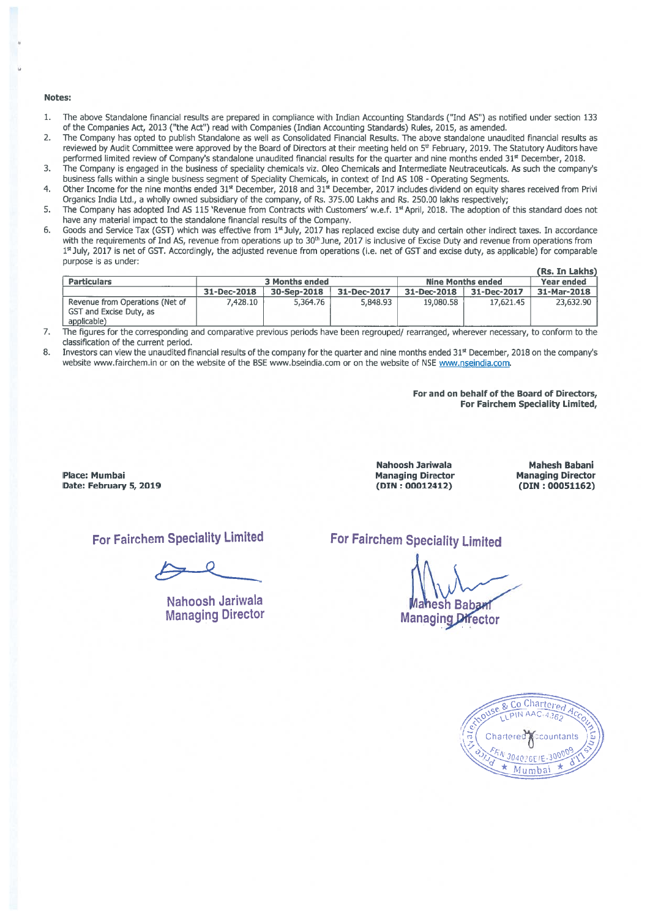**Notes:**

1. The above Standalone financial results are prepared in compliance with Indian Accounting Standards ("Ind AS") as notified under section 133 of the Companies Act, 2013 ("the Act") read with Companies (Indian Accounting Standards) Rules, 2015, as amended.
2. The Company has opted to publish Standalone as well as Consolidated Financial Results. The above standalone unaudited financial results as reviewed by Audit Committee were approved by the Board of Directors at their meeting held on 5th February, 2019. The Statutory Auditors have performed limited review of Company's standalone unaudited financial results for the quarter and nine months ended 31st December, 2018.
3. The Company is engaged in the business of speciality chemicals viz. Oleo Chemicals and Intermediate Neutraceuticals. As such the company's business falls within a single business segment of Speciality Chemicals, in context of Ind AS 108 - Operating Segments.
4. Other Income for the nine months ended 31st December, 2018 and 31st December, 2017 includes dividend on equity shares received from Privi Organics India Ltd., a wholly owned subsidiary of the company, of Rs. 375.00 Lakhs and Rs. 250.00 lakhs respectively;
5. The Company has adopted Ind AS 115 'Revenue from Contracts with Customers' w.e.f. 1st April, 2018. The adoption of this standard does not have any material impact to the standalone financial results of the Company.
6. Goods and Service Tax (GST) which was effective from 1st July, 2017 has replaced excise duty and certain other indirect taxes. In accordance with the requirements of Ind AS, revenue from operations up to 30th June, 2017 is inclusive of Excise Duty and revenue from operations from 1st July, 2017 is net of GST. Accordingly, the adjusted revenue from operations (i.e. net of GST and excise duty, as applicable) for comparable purpose is as under:

(Rs. In Lakhs)

| Particulars | 3 Months ended | | | Nine Months ended | | Year ended |
|---|---|---|---|---|---|---|
| | 31-Dec-2018 | 30-Sep-2018 | 31-Dec-2017 | 31-Dec-2018 | 31-Dec-2017 | 31-Mar-2018 |
| Revenue from Operations (Net of GST and Excise Duty, as applicable) | 7,428.10 | 5,364.76 | 5,848.93 | 19,080.58 | 17,621.45 | 23,632.90 |

7. The figures for the corresponding and comparative previous periods have been regrouped/ rearranged, wherever necessary, to conform to the classification of the current period.
8. Investors can view the unaudited financial results of the company for the quarter and nine months ended 31st December, 2018 on the company's website www.fairchem.in or on the website of the BSE www.bseindia.com or on the website of NSE www.nseindia.com.

**For and on behalf of the Board of Directors,**
**For Fairchem Speciality Limited,**

**Place: Mumbai**
**Date: February 5, 2019**

**Nahoosh Jariwala**
**Managing Director**
**(DIN : 00012412)**

**Mahesh Babani**
**Managing Director**
**(DIN : 00051162)**

For Fairchem Speciality Limited

Nahoosh Jariwala
Managing Director

For Fairchem Speciality Limited

Mahesh Babani
Managing Director

Price Waterhouse & Co Chartered Accountants LLP
LLPIN AAC-4362
Chartered Accountants
FRN 304026E/E-300009
Mumbai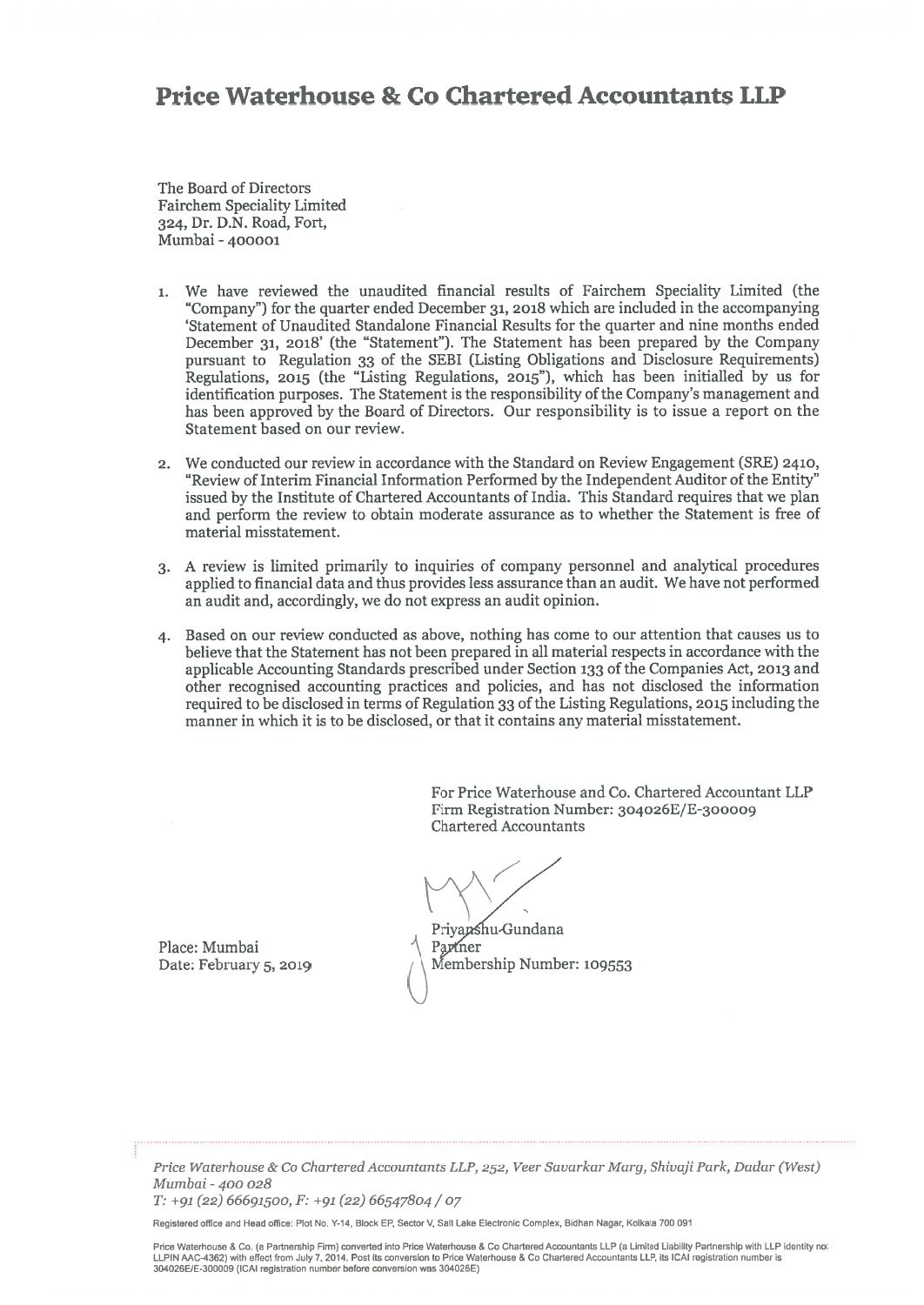# Price Waterhouse & Co Chartered Accountants LLP

The Board of Directors
Fairchem Speciality Limited
324, Dr. D.N. Road, Fort,
Mumbai - 400001

1. We have reviewed the unaudited financial results of Fairchem Speciality Limited (the "Company") for the quarter ended December 31, 2018 which are included in the accompanying 'Statement of Unaudited Standalone Financial Results for the quarter and nine months ended December 31, 2018' (the "Statement"). The Statement has been prepared by the Company pursuant to Regulation 33 of the SEBI (Listing Obligations and Disclosure Requirements) Regulations, 2015 (the "Listing Regulations, 2015"), which has been initialled by us for identification purposes. The Statement is the responsibility of the Company's management and has been approved by the Board of Directors. Our responsibility is to issue a report on the Statement based on our review.

2. We conducted our review in accordance with the Standard on Review Engagement (SRE) 2410, "Review of Interim Financial Information Performed by the Independent Auditor of the Entity" issued by the Institute of Chartered Accountants of India. This Standard requires that we plan and perform the review to obtain moderate assurance as to whether the Statement is free of material misstatement.

3. A review is limited primarily to inquiries of company personnel and analytical procedures applied to financial data and thus provides less assurance than an audit. We have not performed an audit and, accordingly, we do not express an audit opinion.

4. Based on our review conducted as above, nothing has come to our attention that causes us to believe that the Statement has not been prepared in all material respects in accordance with the applicable Accounting Standards prescribed under Section 133 of the Companies Act, 2013 and other recognised accounting practices and policies, and has not disclosed the information required to be disclosed in terms of Regulation 33 of the Listing Regulations, 2015 including the manner in which it is to be disclosed, or that it contains any material misstatement.

For Price Waterhouse and Co. Chartered Accountant LLP
Firm Registration Number: 304026E/E-300009
Chartered Accountants

Priyanshu Gundana
Partner
Membership Number: 109553

Place: Mumbai
Date: February 5, 2019

*Price Waterhouse & Co Chartered Accountants LLP, 252, Veer Savarkar Marg, Shivaji Park, Dadar (West) Mumbai - 400 028*
*T: +91 (22) 66691500, F: +91 (22) 66547804 / 07*

Registered office and Head office: Plot No. Y-14, Block EP, Sector V, Salt Lake Electronic Complex, Bidhan Nagar, Kolkata 700 091

Price Waterhouse & Co. (a Partnership Firm) converted into Price Waterhouse & Co Chartered Accountants LLP (a Limited Liability Partnership with LLP identity no: LLPIN AAC-4362) with effect from July 7, 2014. Post its conversion to Price Waterhouse & Co Chartered Accountants LLP, its ICAI registration number is 304026E/E-300009 (ICAI registration number before conversion was 304026E)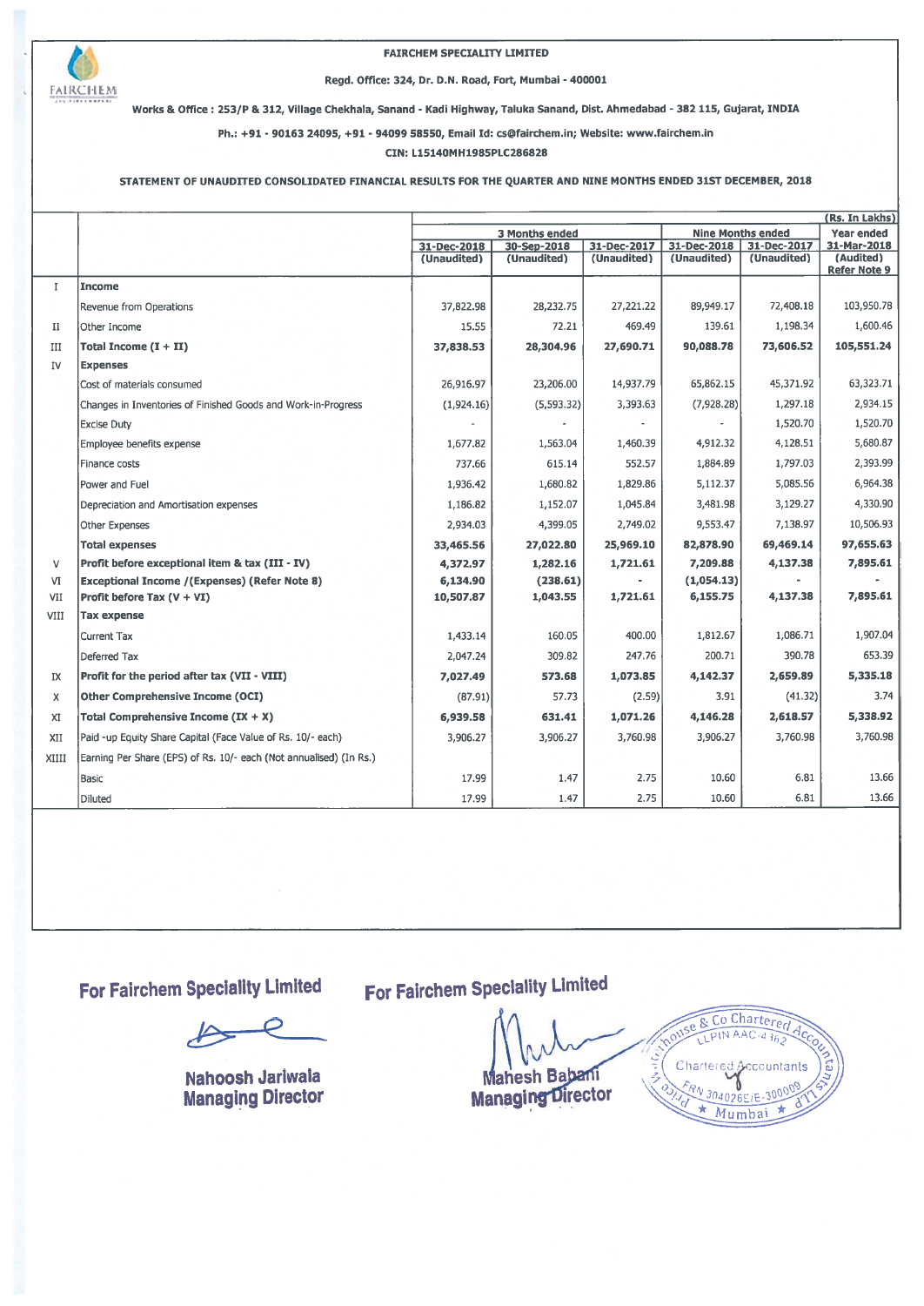**FAIRCHEM SPECIALITY LIMITED**

**Regd. Office: 324, Dr. D.N. Road, Fort, Mumbai - 400001**

**Works & Office : 253/P & 312, Village Chekhala, Sanand - Kadi Highway, Taluka Sanand, Dist. Ahmedabad - 382 115, Gujarat, INDIA**

**Ph.: +91 - 90163 24095, +91 - 94099 58550, Email Id: cs@fairchem.in; Website: www.fairchem.in**

**CIN: L15140MH1985PLC286828**

**STATEMENT OF UNAUDITED CONSOLIDATED FINANCIAL RESULTS FOR THE QUARTER AND NINE MONTHS ENDED 31ST DECEMBER, 2018**

(Rs. In Lakhs)

| | | 3 Months ended | | | Nine Months ended | | Year ended |
|---|---|---|---|---|---|---|---|
| | | 31-Dec-2018 (Unaudited) | 30-Sep-2018 (Unaudited) | 31-Dec-2017 (Unaudited) | 31-Dec-2018 (Unaudited) | 31-Dec-2017 (Unaudited) | 31-Mar-2018 (Audited) Refer Note 9 |
| I | **Income** | | | | | | |
| | Revenue from Operations | 37,822.98 | 28,232.75 | 27,221.22 | 89,949.17 | 72,408.18 | 103,950.78 |
| II | Other Income | 15.55 | 72.21 | 469.49 | 139.61 | 1,198.34 | 1,600.46 |
| III | **Total Income (I + II)** | **37,838.53** | **28,304.96** | **27,690.71** | **90,088.78** | **73,606.52** | **105,551.24** |
| IV | **Expenses** | | | | | | |
| | Cost of materials consumed | 26,916.97 | 23,206.00 | 14,937.79 | 65,862.15 | 45,371.92 | 63,323.71 |
| | Changes in Inventories of Finished Goods and Work-in-Progress | (1,924.16) | (5,593.32) | 3,393.63 | (7,928.28) | 1,297.18 | 2,934.15 |
| | Excise Duty | - | - | - | - | 1,520.70 | 1,520.70 |
| | Employee benefits expense | 1,677.82 | 1,563.04 | 1,460.39 | 4,912.32 | 4,128.51 | 5,680.87 |
| | Finance costs | 737.66 | 615.14 | 552.57 | 1,884.89 | 1,797.03 | 2,393.99 |
| | Power and Fuel | 1,936.42 | 1,680.82 | 1,829.86 | 5,112.37 | 5,085.56 | 6,964.38 |
| | Depreciation and Amortisation expenses | 1,186.82 | 1,152.07 | 1,045.84 | 3,481.98 | 3,129.27 | 4,330.90 |
| | Other Expenses | 2,934.03 | 4,399.05 | 2,749.02 | 9,553.47 | 7,138.97 | 10,506.93 |
| | **Total expenses** | **33,465.56** | **27,022.80** | **25,969.10** | **82,878.90** | **69,469.14** | **97,655.63** |
| V | **Profit before exceptional item & tax (III - IV)** | **4,372.97** | **1,282.16** | **1,721.61** | **7,209.88** | **4,137.38** | **7,895.61** |
| VI | **Exceptional Income /(Expenses) (Refer Note 8)** | **6,134.90** | **(238.61)** | **-** | **(1,054.13)** | **-** | **-** |
| VII | **Profit before Tax (V + VI)** | **10,507.87** | **1,043.55** | **1,721.61** | **6,155.75** | **4,137.38** | **7,895.61** |
| VIII | **Tax expense** | | | | | | |
| | Current Tax | 1,433.14 | 160.05 | 400.00 | 1,812.67 | 1,086.71 | 1,907.04 |
| | Deferred Tax | 2,047.24 | 309.82 | 247.76 | 200.71 | 390.78 | 653.39 |
| IX | **Profit for the period after tax (VII - VIII)** | **7,027.49** | **573.68** | **1,073.85** | **4,142.37** | **2,659.89** | **5,335.18** |
| X | **Other Comprehensive Income (OCI)** | (87.91) | 57.73 | (2.59) | 3.91 | (41.32) | 3.74 |
| XI | **Total Comprehensive Income (IX + X)** | **6,939.58** | **631.41** | **1,071.26** | **4,146.28** | **2,618.57** | **5,338.92** |
| XII | Paid -up Equity Share Capital (Face Value of Rs. 10/- each) | 3,906.27 | 3,906.27 | 3,760.98 | 3,906.27 | 3,760.98 | 3,760.98 |
| XIII | Earning Per Share (EPS) of Rs. 10/- each (Not annualised) (In Rs.) | | | | | | |
| | Basic | 17.99 | 1.47 | 2.75 | 10.60 | 6.81 | 13.66 |
| | Diluted | 17.99 | 1.47 | 2.75 | 10.60 | 6.81 | 13.66 |

**For Fairchem Speciality Limited**

**Nahoosh Jariwala**
**Managing Director**

**For Fairchem Speciality Limited**

**Mahesh Babani**
**Managing Director**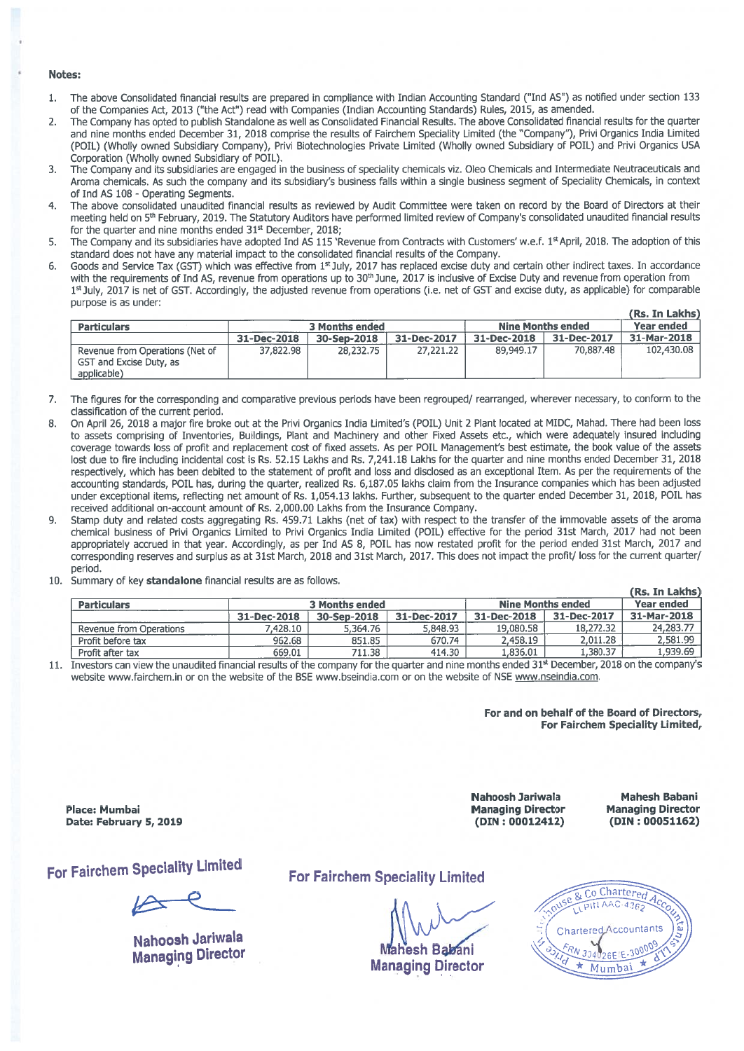**Notes:**

1. The above Consolidated financial results are prepared in compliance with Indian Accounting Standard ("Ind AS") as notified under section 133 of the Companies Act, 2013 ("the Act") read with Companies (Indian Accounting Standards) Rules, 2015, as amended.
2. The Company has opted to publish Standalone as well as Consolidated Financial Results. The above Consolidated financial results for the quarter and nine months ended December 31, 2018 comprise the results of Fairchem Speciality Limited (the "Company"), Privi Organics India Limited (POIL) (Wholly owned Subsidiary Company), Privi Biotechnologies Private Limited (Wholly owned Subsidiary of POIL) and Privi Organics USA Corporation (Wholly owned Subsidiary of POIL).
3. The Company and its subsidiaries are engaged in the business of speciality chemicals viz. Oleo Chemicals and Intermediate Neutraceuticals and Aroma chemicals. As such the company and its subsidiary's business falls within a single business segment of Speciality Chemicals, in context of Ind AS 108 - Operating Segments.
4. The above consolidated unaudited financial results as reviewed by Audit Committee were taken on record by the Board of Directors at their meeting held on 5th February, 2019. The Statutory Auditors have performed limited review of Company's consolidated unaudited financial results for the quarter and nine months ended 31st December, 2018;
5. The Company and its subsidiaries have adopted Ind AS 115 'Revenue from Contracts with Customers' w.e.f. 1st April, 2018. The adoption of this standard does not have any material impact to the consolidated financial results of the Company.
6. Goods and Service Tax (GST) which was effective from 1st July, 2017 has replaced excise duty and certain other indirect taxes. In accordance with the requirements of Ind AS, revenue from operations up to 30th June, 2017 is inclusive of Excise Duty and revenue from operation from 1st July, 2017 is net of GST. Accordingly, the adjusted revenue from operations (i.e. net of GST and excise duty, as applicable) for comparable purpose is as under:

(Rs. In Lakhs)

| Particulars | 3 Months ended | | | Nine Months ended | | Year ended |
|---|---|---|---|---|---|---|
| | 31-Dec-2018 | 30-Sep-2018 | 31-Dec-2017 | 31-Dec-2018 | 31-Dec-2017 | 31-Mar-2018 |
| Revenue from Operations (Net of GST and Excise Duty, as applicable) | 37,822.98 | 28,232.75 | 27,221.22 | 89,949.17 | 70,887.48 | 102,430.08 |

7. The figures for the corresponding and comparative previous periods have been regrouped/ rearranged, wherever necessary, to conform to the classification of the current period.
8. On April 26, 2018 a major fire broke out at the Privi Organics India Limited's (POIL) Unit 2 Plant located at MIDC, Mahad. There had been loss to assets comprising of Inventories, Buildings, Plant and Machinery and other Fixed Assets etc., which were adequately insured including coverage towards loss of profit and replacement cost of fixed assets. As per POIL Management's best estimate, the book value of the assets lost due to fire including incidental cost is Rs. 52.15 Lakhs and Rs. 7,241.18 Lakhs for the quarter and nine months ended December 31, 2018 respectively, which has been debited to the statement of profit and loss and disclosed as an exceptional Item. As per the requirements of the accounting standards, POIL has, during the quarter, realized Rs. 6,187.05 lakhs claim from the Insurance companies which has been adjusted under exceptional items, reflecting net amount of Rs. 1,054.13 lakhs. Further, subsequent to the quarter ended December 31, 2018, POIL has received additional on-account amount of Rs. 2,000.00 Lakhs from the Insurance Company.
9. Stamp duty and related costs aggregating Rs. 459.71 Lakhs (net of tax) with respect to the transfer of the immovable assets of the aroma chemical business of Privi Organics Limited to Privi Organics India Limited (POIL) effective for the period 31st March, 2017 had not been appropriately accrued in that year. Accordingly, as per Ind AS 8, POIL has now restated profit for the period ended 31st March, 2017 and corresponding reserves and surplus as at 31st March, 2018 and 31st March, 2017. This does not impact the profit/ loss for the current quarter/ period.
10. Summary of key **standalone** financial results are as follows.

(Rs. In Lakhs)

| Particulars | 3 Months ended | | | Nine Months ended | | Year ended |
|---|---|---|---|---|---|---|
| | 31-Dec-2018 | 30-Sep-2018 | 31-Dec-2017 | 31-Dec-2018 | 31-Dec-2017 | 31-Mar-2018 |
| Revenue from Operations | 7,428.10 | 5,364.76 | 5,848.93 | 19,080.58 | 18,272.32 | 24,283.77 |
| Profit before tax | 962.68 | 851.85 | 670.74 | 2,458.19 | 2,011.28 | 2,581.99 |
| Profit after tax | 669.01 | 711.38 | 414.30 | 1,836.01 | 1,380.37 | 1,939.69 |

11. Investors can view the unaudited financial results of the company for the quarter and nine months ended 31st December, 2018 on the company's website www.fairchem.in or on the website of the BSE www.bseindia.com or on the website of NSE www.nseindia.com.

**For and on behalf of the Board of Directors,**
**For Fairchem Speciality Limited,**

**Place: Mumbai**
**Date: February 5, 2019**

**Nahoosh Jariwala**
**Managing Director**
**(DIN : 00012412)**

**Mahesh Babani**
**Managing Director**
**(DIN : 00051162)**

For Fairchem Speciality Limited

Nahoosh Jariwala
Managing Director

For Fairchem Speciality Limited

Mahesh Babani
Managing Director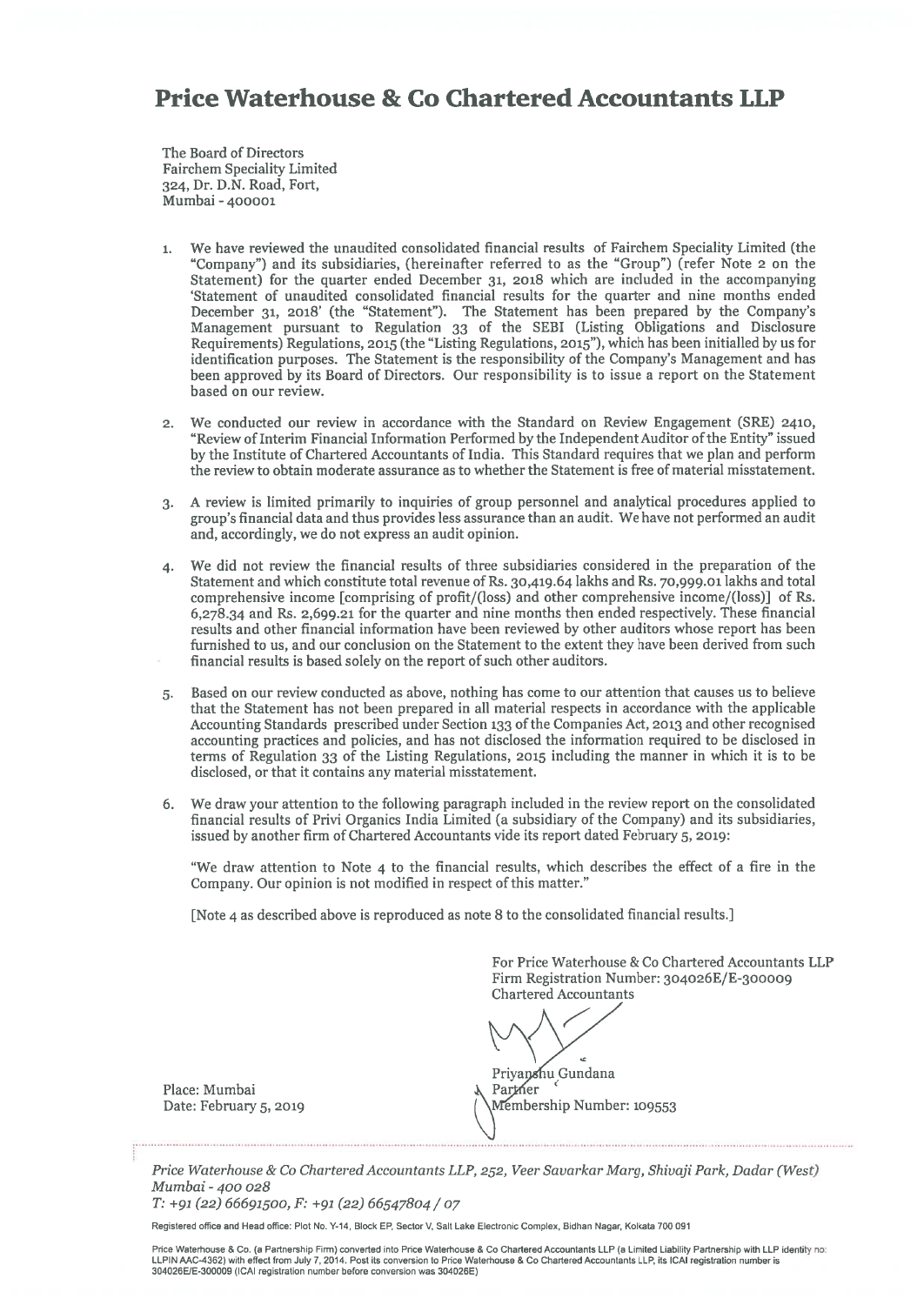# Price Waterhouse & Co Chartered Accountants LLP

The Board of Directors
Fairchem Speciality Limited
324, Dr. D.N. Road, Fort,
Mumbai - 400001

1. We have reviewed the unaudited consolidated financial results of Fairchem Speciality Limited (the "Company") and its subsidiaries, (hereinafter referred to as the "Group") (refer Note 2 on the Statement) for the quarter ended December 31, 2018 which are included in the accompanying 'Statement of unaudited consolidated financial results for the quarter and nine months ended December 31, 2018' (the "Statement"). The Statement has been prepared by the Company's Management pursuant to Regulation 33 of the SEBI (Listing Obligations and Disclosure Requirements) Regulations, 2015 (the "Listing Regulations, 2015"), which has been initialled by us for identification purposes. The Statement is the responsibility of the Company's Management and has been approved by its Board of Directors. Our responsibility is to issue a report on the Statement based on our review.

2. We conducted our review in accordance with the Standard on Review Engagement (SRE) 2410, "Review of Interim Financial Information Performed by the Independent Auditor of the Entity" issued by the Institute of Chartered Accountants of India. This Standard requires that we plan and perform the review to obtain moderate assurance as to whether the Statement is free of material misstatement.

3. A review is limited primarily to inquiries of group personnel and analytical procedures applied to group's financial data and thus provides less assurance than an audit. We have not performed an audit and, accordingly, we do not express an audit opinion.

4. We did not review the financial results of three subsidiaries considered in the preparation of the Statement and which constitute total revenue of Rs. 30,419.64 lakhs and Rs. 70,999.01 lakhs and total comprehensive income [comprising of profit/(loss) and other comprehensive income/(loss)] of Rs. 6,278.34 and Rs. 2,699.21 for the quarter and nine months then ended respectively. These financial results and other financial information have been reviewed by other auditors whose report has been furnished to us, and our conclusion on the Statement to the extent they have been derived from such financial results is based solely on the report of such other auditors.

5. Based on our review conducted as above, nothing has come to our attention that causes us to believe that the Statement has not been prepared in all material respects in accordance with the applicable Accounting Standards prescribed under Section 133 of the Companies Act, 2013 and other recognised accounting practices and policies, and has not disclosed the information required to be disclosed in terms of Regulation 33 of the Listing Regulations, 2015 including the manner in which it is to be disclosed, or that it contains any material misstatement.

6. We draw your attention to the following paragraph included in the review report on the consolidated financial results of Privi Organics India Limited (a subsidiary of the Company) and its subsidiaries, issued by another firm of Chartered Accountants vide its report dated February 5, 2019:

   "We draw attention to Note 4 to the financial results, which describes the effect of a fire in the Company. Our opinion is not modified in respect of this matter."

   [Note 4 as described above is reproduced as note 8 to the consolidated financial results.]

For Price Waterhouse & Co Chartered Accountants LLP
Firm Registration Number: 304026E/E-300009
Chartered Accountants

Priyanshu Gundana
Partner
Membership Number: 109553

Place: Mumbai
Date: February 5, 2019

*Price Waterhouse & Co Chartered Accountants LLP, 252, Veer Savarkar Marg, Shivaji Park, Dadar (West) Mumbai - 400 028*
*T: +91 (22) 66691500, F: +91 (22) 66547804 / 07*

Registered office and Head office: Plot No. Y-14, Block EP, Sector V, Salt Lake Electronic Complex, Bidhan Nagar, Kolkata 700 091

Price Waterhouse & Co. (a Partnership Firm) converted into Price Waterhouse & Co Chartered Accountants LLP (a Limited Liability Partnership with LLP identity no: LLPIN AAC-4362) with effect from July 7, 2014. Post its conversion to Price Waterhouse & Co Chartered Accountants LLP, its ICAI registration number is 304026E/E-300009 (ICAI registration number before conversion was 304026E)